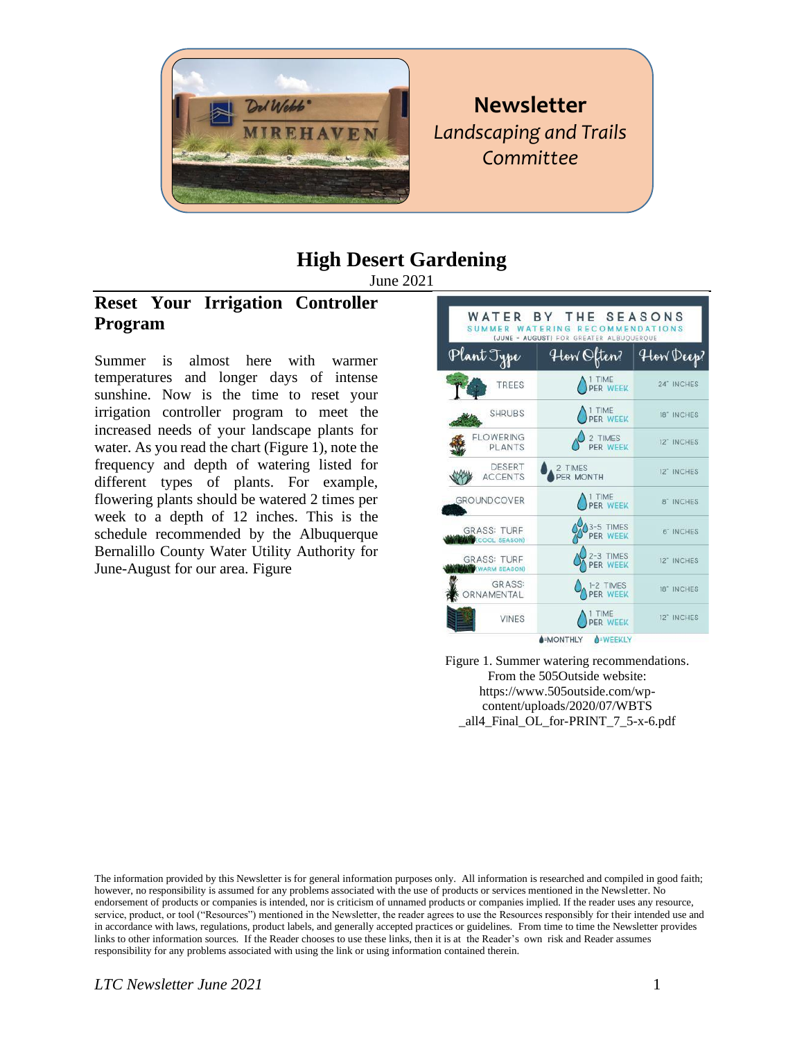# Newsletter

*Landscaping and Trails Committee*

## High Desert Gardening

June 2021

### Reset Your Irrigation Controller Program

Summer is almost here with warmer temperatures and longer days of intense sunshine. Now is the time to reset your irrigation controller program to meet the increased needs of your landscape plants for water. As you read the chart (Figure 1), note the frequency and depth of watering listed for different types of plants. For example, flowering plants should be watered 2 times per week to a depth of 12 inches. This is the schedule recommended by the Albuquerque Bernalillo County Water Utility Authority for June-August for our area. Figure

**WATER BY THE SEASONS**
SUMMER WATERING RECOMMENDATIONS
(JUNE - AUGUST) FOR GREATER ALBUQUERQUE

| Plant Type | How Often? | How Deep? |
|---|---|---|
| TREES | 1 TIME PER WEEK | 24" INCHES |
| SHRUBS | 1 TIME PER WEEK | 18" INCHES |
| FLOWERING PLANTS | 2 TIMES PER WEEK | 12" INCHES |
| DESERT ACCENTS | 2 TIMES PER MONTH | 12" INCHES |
| GROUNDCOVER | 1 TIME PER WEEK | 8" INCHES |
| GRASS: TURF (COOL SEASON) | 3-5 TIMES PER WEEK | 6" INCHES |
| GRASS: TURF (WARM SEASON) | 2-3 TIMES PER WEEK | 12" INCHES |
| GRASS: ORNAMENTAL | 1-2 TIMES PER WEEK | 18" INCHES |
| VINES | 1 TIME PER WEEK | 12" INCHES |

=MONTHLY =WEEKLY

Figure 1. Summer watering recommendations. From the 505Outside website: https://www.505outside.com/wp-content/uploads/2020/07/WBTS_all4_Final_OL_for-PRINT_7_5-x-6.pdf

The information provided by this Newsletter is for general information purposes only. All information is researched and compiled in good faith; however, no responsibility is assumed for any problems associated with the use of products or services mentioned in the Newsletter. No endorsement of products or companies is intended, nor is criticism of unnamed products or companies implied. If the reader uses any resource, service, product, or tool ("Resources") mentioned in the Newsletter, the reader agrees to use the Resources responsibly for their intended use and in accordance with laws, regulations, product labels, and generally accepted practices or guidelines. From time to time the Newsletter provides links to other information sources. If the Reader chooses to use these links, then it is at the Reader's own risk and Reader assumes responsibility for any problems associated with using the link or using information contained therein.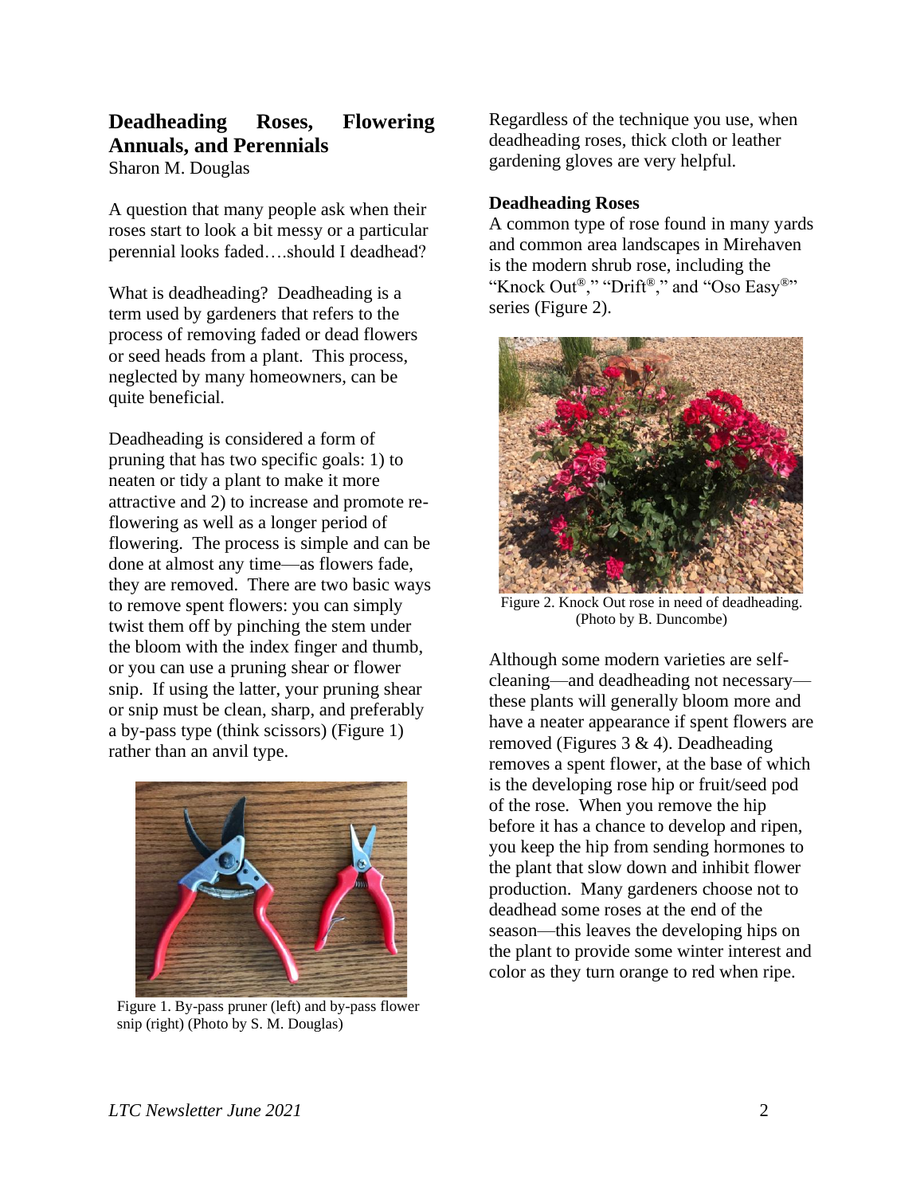## Deadheading Roses, Flowering Annuals, and Perennials

Sharon M. Douglas

A question that many people ask when their roses start to look a bit messy or a particular perennial looks faded….should I deadhead?

What is deadheading? Deadheading is a term used by gardeners that refers to the process of removing faded or dead flowers or seed heads from a plant. This process, neglected by many homeowners, can be quite beneficial.

Deadheading is considered a form of pruning that has two specific goals: 1) to neaten or tidy a plant to make it more attractive and 2) to increase and promote re-flowering as well as a longer period of flowering. The process is simple and can be done at almost any time—as flowers fade, they are removed. There are two basic ways to remove spent flowers: you can simply twist them off by pinching the stem under the bloom with the index finger and thumb, or you can use a pruning shear or flower snip. If using the latter, your pruning shear or snip must be clean, sharp, and preferably a by-pass type (think scissors) (Figure 1) rather than an anvil type.

Figure 1. By-pass pruner (left) and by-pass flower snip (right) (Photo by S. M. Douglas)

Regardless of the technique you use, when deadheading roses, thick cloth or leather gardening gloves are very helpful.

**Deadheading Roses**

A common type of rose found in many yards and common area landscapes in Mirehaven is the modern shrub rose, including the "Knock Out®," "Drift®," and "Oso Easy®" series (Figure 2).

Figure 2. Knock Out rose in need of deadheading. (Photo by B. Duncombe)

Although some modern varieties are self-cleaning—and deadheading not necessary—these plants will generally bloom more and have a neater appearance if spent flowers are removed (Figures 3 & 4). Deadheading removes a spent flower, at the base of which is the developing rose hip or fruit/seed pod of the rose. When you remove the hip before it has a chance to develop and ripen, you keep the hip from sending hormones to the plant that slow down and inhibit flower production. Many gardeners choose not to deadhead some roses at the end of the season—this leaves the developing hips on the plant to provide some winter interest and color as they turn orange to red when ripe.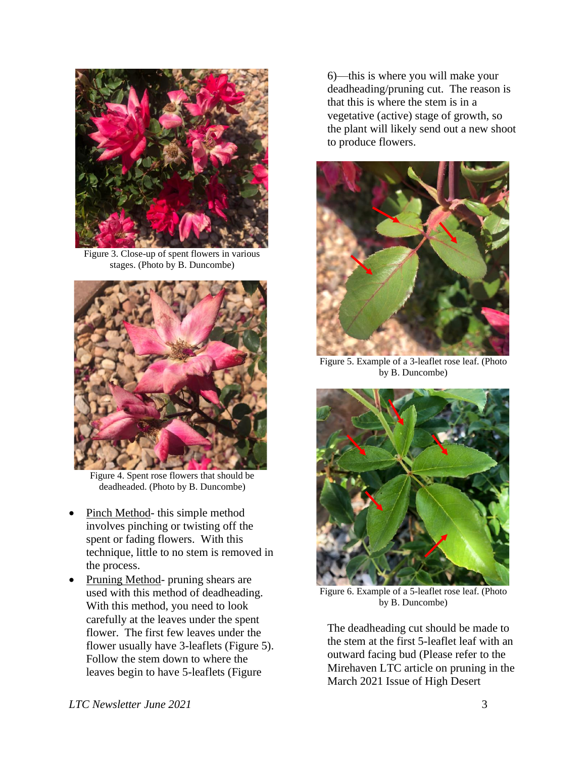Figure 3. Close-up of spent flowers in various stages. (Photo by B. Duncombe)

Figure 4. Spent rose flowers that should be deadheaded. (Photo by B. Duncombe)

- Pinch Method- this simple method involves pinching or twisting off the spent or fading flowers. With this technique, little to no stem is removed in the process.
- Pruning Method- pruning shears are used with this method of deadheading. With this method, you need to look carefully at the leaves under the spent flower. The first few leaves under the flower usually have 3-leaflets (Figure 5). Follow the stem down to where the leaves begin to have 5-leaflets (Figure 6)—this is where you will make your deadheading/pruning cut. The reason is that this is where the stem is in a vegetative (active) stage of growth, so the plant will likely send out a new shoot to produce flowers.

Figure 5. Example of a 3-leaflet rose leaf. (Photo by B. Duncombe)

Figure 6. Example of a 5-leaflet rose leaf. (Photo by B. Duncombe)

The deadheading cut should be made to the stem at the first 5-leaflet leaf with an outward facing bud (Please refer to the Mirehaven LTC article on pruning in the March 2021 Issue of High Desert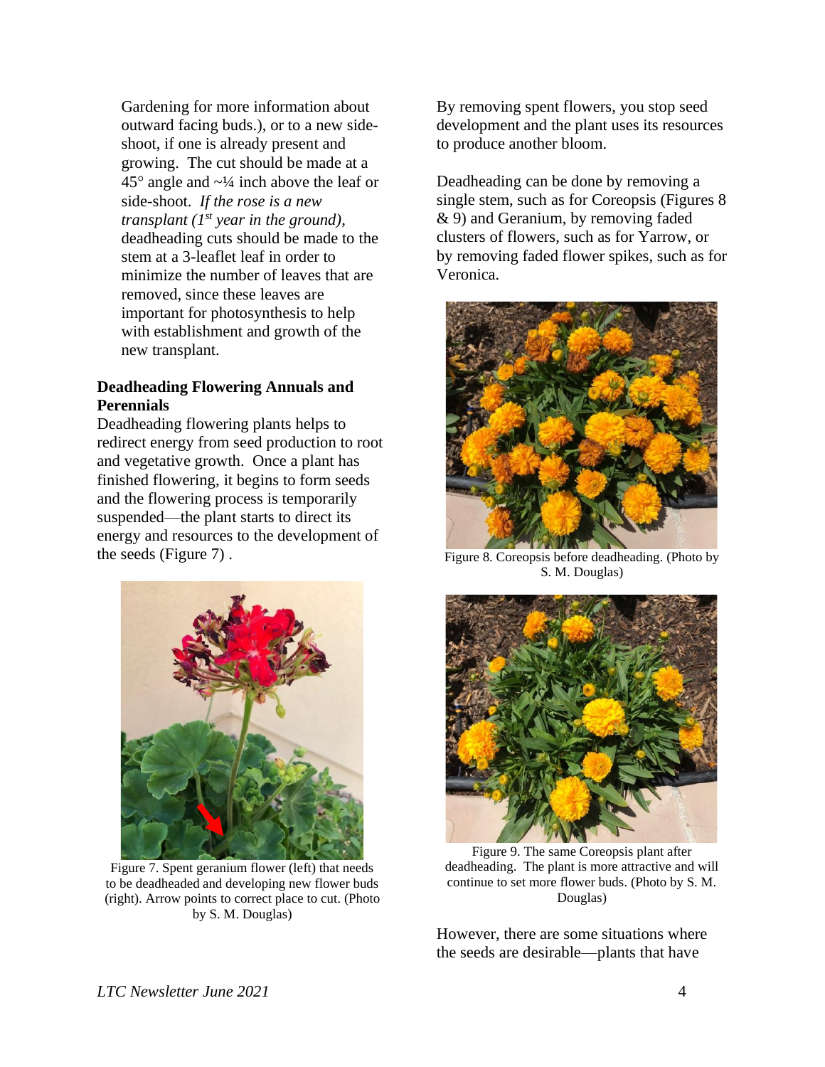Gardening for more information about outward facing buds.), or to a new side-shoot, if one is already present and growing. The cut should be made at a 45° angle and ~¼ inch above the leaf or side-shoot. *If the rose is a new transplant (1st year in the ground)*, deadheading cuts should be made to the stem at a 3-leaflet leaf in order to minimize the number of leaves that are removed, since these leaves are important for photosynthesis to help with establishment and growth of the new transplant.

**Deadheading Flowering Annuals and Perennials**

Deadheading flowering plants helps to redirect energy from seed production to root and vegetative growth. Once a plant has finished flowering, it begins to form seeds and the flowering process is temporarily suspended—the plant starts to direct its energy and resources to the development of the seeds (Figure 7) .

Figure 7. Spent geranium flower (left) that needs to be deadheaded and developing new flower buds (right). Arrow points to correct place to cut. (Photo by S. M. Douglas)

By removing spent flowers, you stop seed development and the plant uses its resources to produce another bloom.

Deadheading can be done by removing a single stem, such as for Coreopsis (Figures 8 & 9) and Geranium, by removing faded clusters of flowers, such as for Yarrow, or by removing faded flower spikes, such as for Veronica.

Figure 8. Coreopsis before deadheading. (Photo by S. M. Douglas)

Figure 9. The same Coreopsis plant after deadheading. The plant is more attractive and will continue to set more flower buds. (Photo by S. M. Douglas)

However, there are some situations where the seeds are desirable—plants that have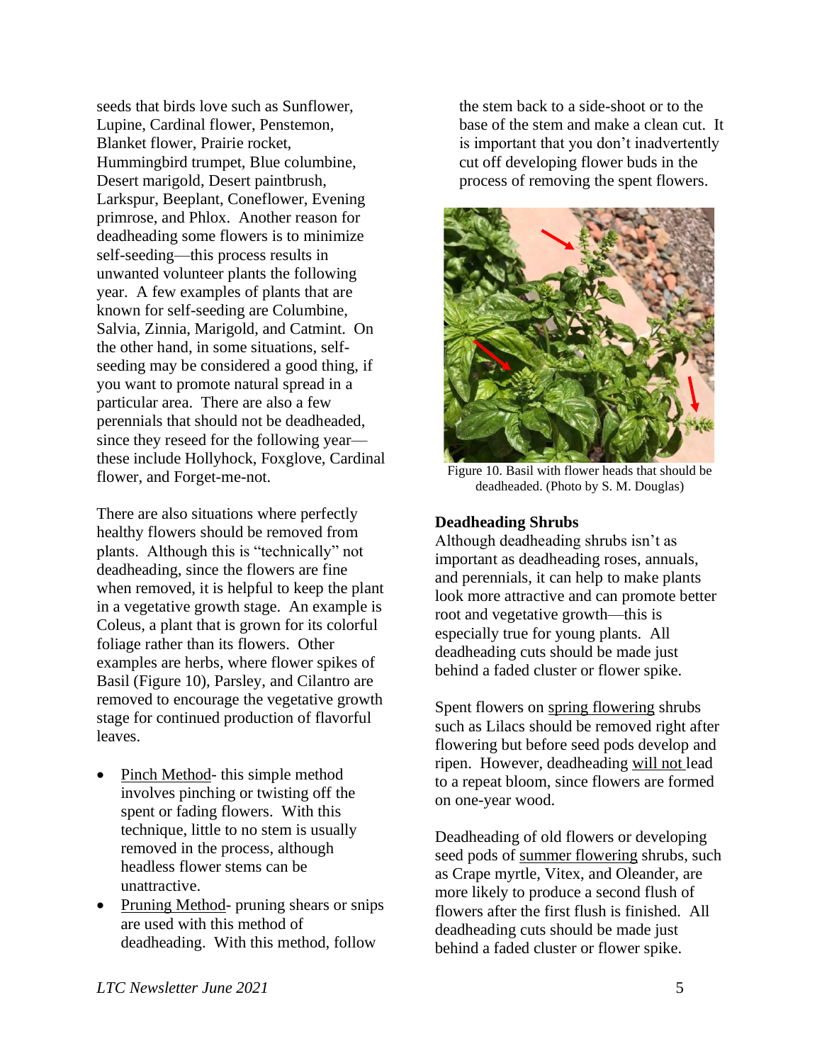seeds that birds love such as Sunflower, Lupine, Cardinal flower, Penstemon, Blanket flower, Prairie rocket, Hummingbird trumpet, Blue columbine, Desert marigold, Desert paintbrush, Larkspur, Beeplant, Coneflower, Evening primrose, and Phlox. Another reason for deadheading some flowers is to minimize self-seeding—this process results in unwanted volunteer plants the following year. A few examples of plants that are known for self-seeding are Columbine, Salvia, Zinnia, Marigold, and Catmint. On the other hand, in some situations, self-seeding may be considered a good thing, if you want to promote natural spread in a particular area. There are also a few perennials that should not be deadheaded, since they reseed for the following year—these include Hollyhock, Foxglove, Cardinal flower, and Forget-me-not.

There are also situations where perfectly healthy flowers should be removed from plants. Although this is "technically" not deadheading, since the flowers are fine when removed, it is helpful to keep the plant in a vegetative growth stage. An example is Coleus, a plant that is grown for its colorful foliage rather than its flowers. Other examples are herbs, where flower spikes of Basil (Figure 10), Parsley, and Cilantro are removed to encourage the vegetative growth stage for continued production of flavorful leaves.

- Pinch Method- this simple method involves pinching or twisting off the spent or fading flowers. With this technique, little to no stem is usually removed in the process, although headless flower stems can be unattractive.
- Pruning Method- pruning shears or snips are used with this method of deadheading. With this method, follow the stem back to a side-shoot or to the base of the stem and make a clean cut. It is important that you don't inadvertently cut off developing flower buds in the process of removing the spent flowers.

Figure 10. Basil with flower heads that should be deadheaded. (Photo by S. M. Douglas)

**Deadheading Shrubs**

Although deadheading shrubs isn't as important as deadheading roses, annuals, and perennials, it can help to make plants look more attractive and can promote better root and vegetative growth—this is especially true for young plants. All deadheading cuts should be made just behind a faded cluster or flower spike.

Spent flowers on spring flowering shrubs such as Lilacs should be removed right after flowering but before seed pods develop and ripen. However, deadheading will not lead to a repeat bloom, since flowers are formed on one-year wood.

Deadheading of old flowers or developing seed pods of summer flowering shrubs, such as Crape myrtle, Vitex, and Oleander, are more likely to produce a second flush of flowers after the first flush is finished. All deadheading cuts should be made just behind a faded cluster or flower spike.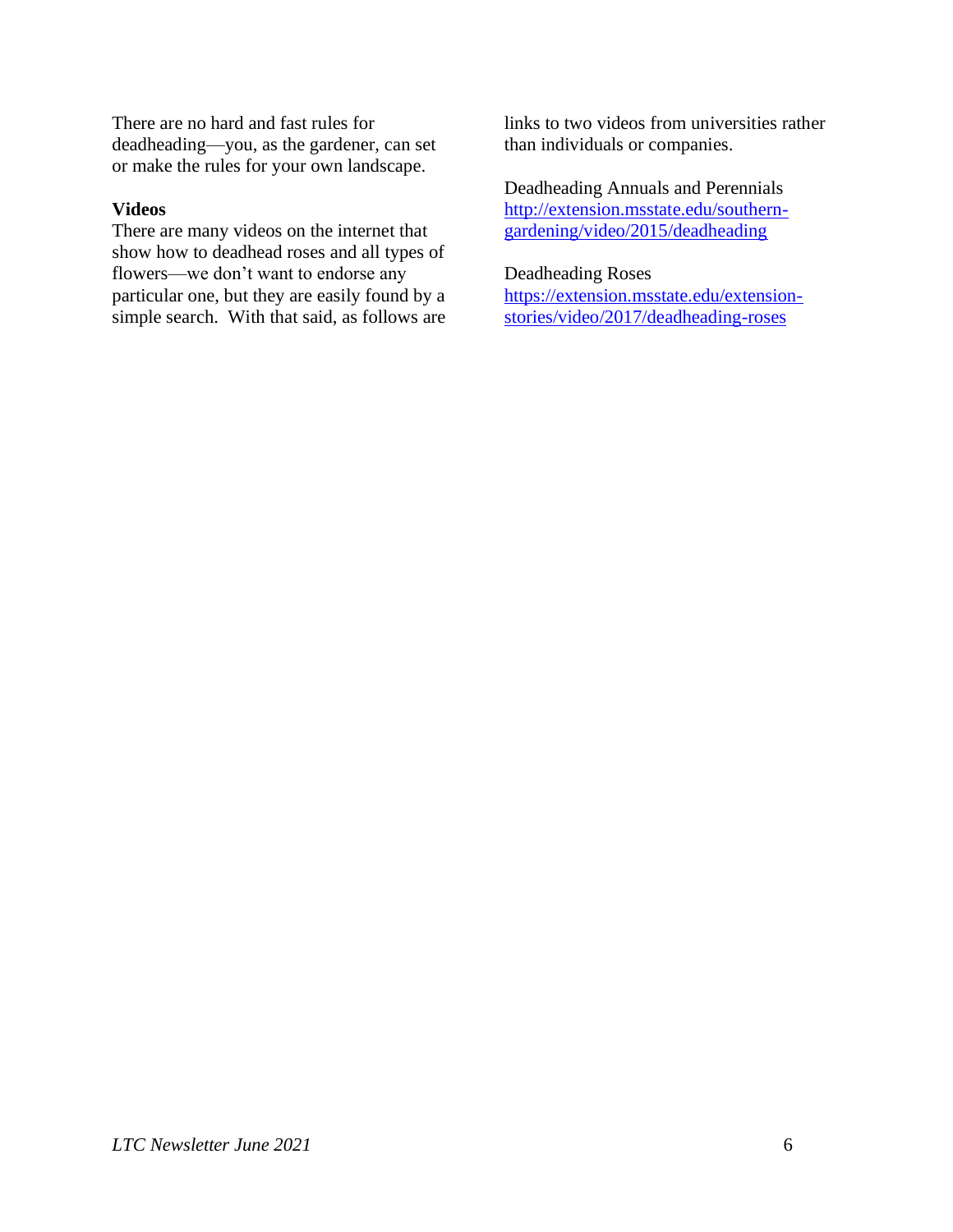There are no hard and fast rules for deadheading—you, as the gardener, can set or make the rules for your own landscape.

**Videos**

There are many videos on the internet that show how to deadhead roses and all types of flowers—we don't want to endorse any particular one, but they are easily found by a simple search. With that said, as follows are links to two videos from universities rather than individuals or companies.

Deadheading Annuals and Perennials
[http://extension.msstate.edu/southern-gardening/video/2015/deadheading](http://extension.msstate.edu/southern-gardening/video/2015/deadheading)

Deadheading Roses
[https://extension.msstate.edu/extension-stories/video/2017/deadheading-roses](https://extension.msstate.edu/extension-stories/video/2017/deadheading-roses)